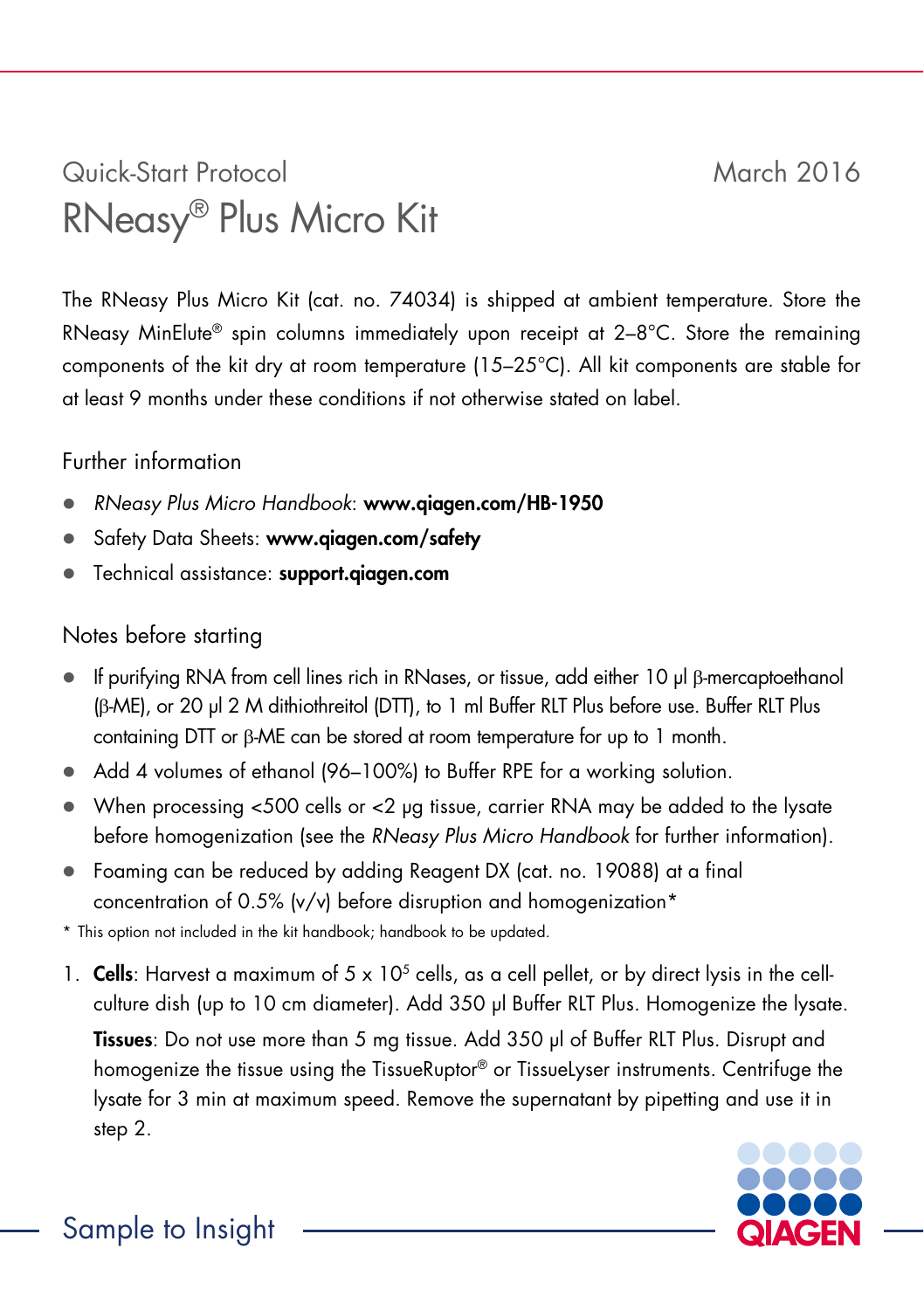Quick-Start Protocol

March 2016

# RNeasy® Plus Micro Kit

The RNeasy Plus Micro Kit (cat. no. 74034) is shipped at ambient temperature. Store the RNeasy MinElute® spin columns immediately upon receipt at 2–8°C. Store the remaining components of the kit dry at room temperature (15–25°C). All kit components are stable for at least 9 months under these conditions if not otherwise stated on label.

## Further information

- *RNeasy Plus Micro Handbook*: **www.qiagen.com/HB-1950**
- Safety Data Sheets: **www.qiagen.com/safety**
- Technical assistance: **support.qiagen.com**

## Notes before starting

- If purifying RNA from cell lines rich in RNases, or tissue, add either 10 µl β-mercaptoethanol (β-ME), or 20 µl 2 M dithiothreitol (DTT), to 1 ml Buffer RLT Plus before use. Buffer RLT Plus containing DTT or β-ME can be stored at room temperature for up to 1 month.
- Add 4 volumes of ethanol (96–100%) to Buffer RPE for a working solution.
- When processing <500 cells or <2 µg tissue, carrier RNA may be added to the lysate before homogenization (see the *RNeasy Plus Micro Handbook* for further information).
- Foaming can be reduced by adding Reagent DX (cat. no. 19088) at a final concentration of 0.5% (v/v) before disruption and homogenization*

\* This option not included in the kit handbook; handbook to be updated.

1. **Cells**: Harvest a maximum of 5 x $10^5$ cells, as a cell pellet, or by direct lysis in the cell-culture dish (up to 10 cm diameter). Add 350 µl Buffer RLT Plus. Homogenize the lysate.

   **Tissues**: Do not use more than 5 mg tissue. Add 350 µl of Buffer RLT Plus. Disrupt and homogenize the tissue using the TissueRuptor® or TissueLyser instruments. Centrifuge the lysate for 3 min at maximum speed. Remove the supernatant by pipetting and use it in step 2.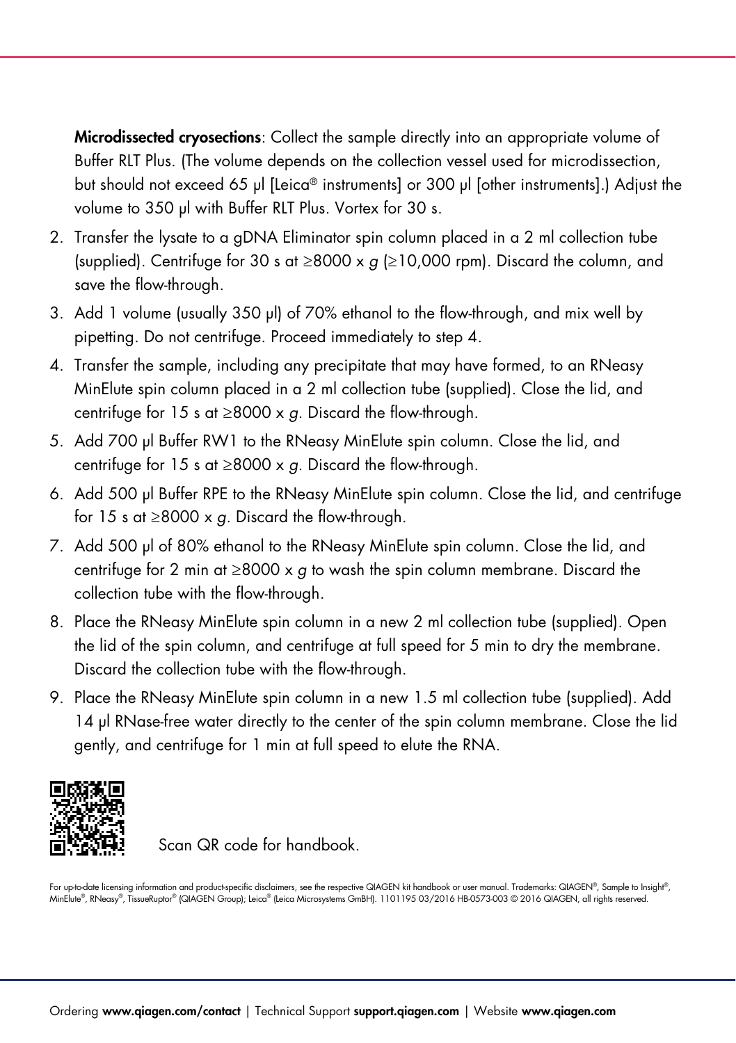**Microdissected cryosections**: Collect the sample directly into an appropriate volume of Buffer RLT Plus. (The volume depends on the collection vessel used for microdissection, but should not exceed 65 µl [Leica® instruments] or 300 µl [other instruments].) Adjust the volume to 350 µl with Buffer RLT Plus. Vortex for 30 s.

2. Transfer the lysate to a gDNA Eliminator spin column placed in a 2 ml collection tube (supplied). Centrifuge for 30 s at ≥8000 x *g* (≥10,000 rpm). Discard the column, and save the flow-through.
3. Add 1 volume (usually 350 µl) of 70% ethanol to the flow-through, and mix well by pipetting. Do not centrifuge. Proceed immediately to step 4.
4. Transfer the sample, including any precipitate that may have formed, to an RNeasy MinElute spin column placed in a 2 ml collection tube (supplied). Close the lid, and centrifuge for 15 s at ≥8000 x *g*. Discard the flow-through.
5. Add 700 µl Buffer RW1 to the RNeasy MinElute spin column. Close the lid, and centrifuge for 15 s at ≥8000 x *g*. Discard the flow-through.
6. Add 500 µl Buffer RPE to the RNeasy MinElute spin column. Close the lid, and centrifuge for 15 s at ≥8000 x *g*. Discard the flow-through.
7. Add 500 µl of 80% ethanol to the RNeasy MinElute spin column. Close the lid, and centrifuge for 2 min at ≥8000 x *g* to wash the spin column membrane. Discard the collection tube with the flow-through.
8. Place the RNeasy MinElute spin column in a new 2 ml collection tube (supplied). Open the lid of the spin column, and centrifuge at full speed for 5 min to dry the membrane. Discard the collection tube with the flow-through.
9. Place the RNeasy MinElute spin column in a new 1.5 ml collection tube (supplied). Add 14 µl RNase-free water directly to the center of the spin column membrane. Close the lid gently, and centrifuge for 1 min at full speed to elute the RNA.

Scan QR code for handbook.

For up-to-date licensing information and product-specific disclaimers, see the respective QIAGEN kit handbook or user manual. Trademarks: QIAGEN®, Sample to Insight®, MinElute®, RNeasy®, TissueRuptor® (QIAGEN Group); Leica® (Leica Microsystems GmBH). 1101195 03/2016 HB-0573-003 © 2016 QIAGEN, all rights reserved.

Ordering **www.qiagen.com/contact** | Technical Support **support.qiagen.com** | Website **www.qiagen.com**